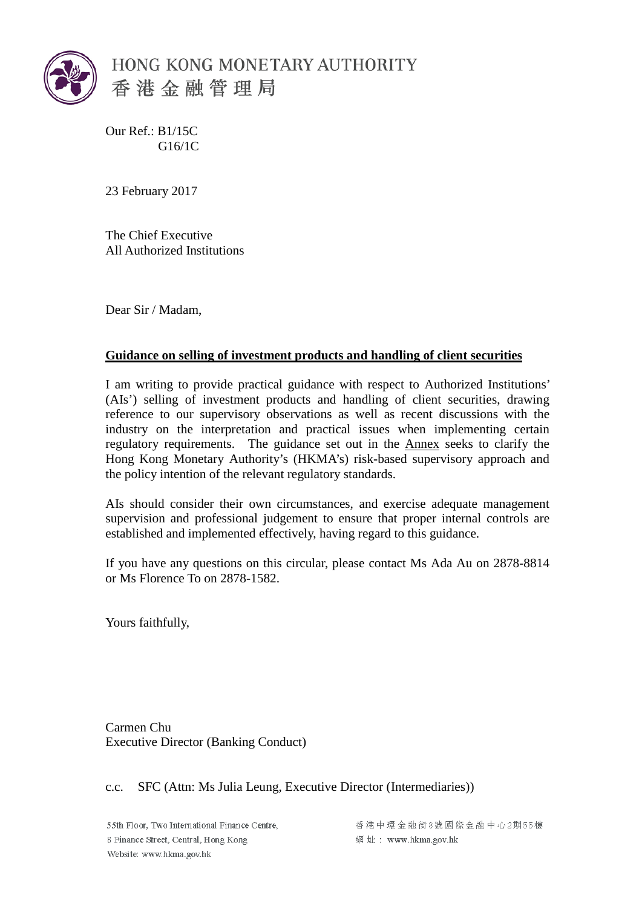HONG KONG MONETARY AUTHORITY
香港金融管理局

Our Ref.: B1/15C
G16/1C

23 February 2017

The Chief Executive
All Authorized Institutions

Dear Sir / Madam,

**Guidance on selling of investment products and handling of client securities**

I am writing to provide practical guidance with respect to Authorized Institutions' (AIs') selling of investment products and handling of client securities, drawing reference to our supervisory observations as well as recent discussions with the industry on the interpretation and practical issues when implementing certain regulatory requirements. The guidance set out in the Annex seeks to clarify the Hong Kong Monetary Authority's (HKMA's) risk-based supervisory approach and the policy intention of the relevant regulatory standards.

AIs should consider their own circumstances, and exercise adequate management supervision and professional judgement to ensure that proper internal controls are established and implemented effectively, having regard to this guidance.

If you have any questions on this circular, please contact Ms Ada Au on 2878-8814 or Ms Florence To on 2878-1582.

Yours faithfully,

Carmen Chu
Executive Director (Banking Conduct)

c.c. SFC (Attn: Ms Julia Leung, Executive Director (Intermediaries))

55th Floor, Two International Finance Centre,
8 Finance Street, Central, Hong Kong
Website: www.hkma.gov.hk

香港中環金融街8號國際金融中心2期55樓
網址：www.hkma.gov.hk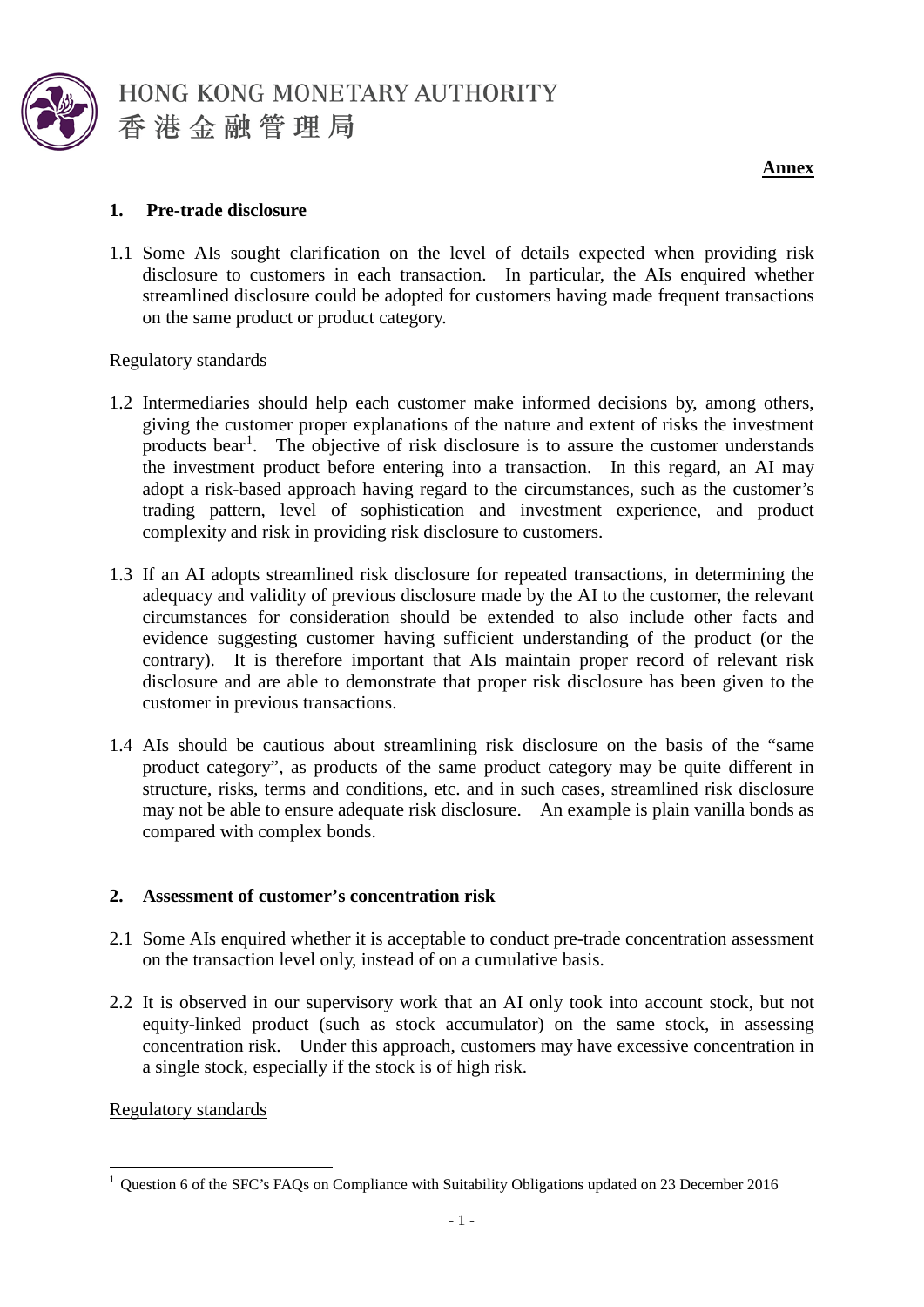**Annex**

## 1. Pre-trade disclosure

1.1 Some AIs sought clarification on the level of details expected when providing risk disclosure to customers in each transaction. In particular, the AIs enquired whether streamlined disclosure could be adopted for customers having made frequent transactions on the same product or product category.

Regulatory standards

1.2 Intermediaries should help each customer make informed decisions by, among others, giving the customer proper explanations of the nature and extent of risks the investment products bear[1]. The objective of risk disclosure is to assure the customer understands the investment product before entering into a transaction. In this regard, an AI may adopt a risk-based approach having regard to the circumstances, such as the customer's trading pattern, level of sophistication and investment experience, and product complexity and risk in providing risk disclosure to customers.

1.3 If an AI adopts streamlined risk disclosure for repeated transactions, in determining the adequacy and validity of previous disclosure made by the AI to the customer, the relevant circumstances for consideration should be extended to also include other facts and evidence suggesting customer having sufficient understanding of the product (or the contrary). It is therefore important that AIs maintain proper record of relevant risk disclosure and are able to demonstrate that proper risk disclosure has been given to the customer in previous transactions.

1.4 AIs should be cautious about streamlining risk disclosure on the basis of the "same product category", as products of the same product category may be quite different in structure, risks, terms and conditions, etc. and in such cases, streamlined risk disclosure may not be able to ensure adequate risk disclosure. An example is plain vanilla bonds as compared with complex bonds.

## 2. Assessment of customer's concentration risk

2.1 Some AIs enquired whether it is acceptable to conduct pre-trade concentration assessment on the transaction level only, instead of on a cumulative basis.

2.2 It is observed in our supervisory work that an AI only took into account stock, but not equity-linked product (such as stock accumulator) on the same stock, in assessing concentration risk. Under this approach, customers may have excessive concentration in a single stock, especially if the stock is of high risk.

Regulatory standards

---

[1] Question 6 of the SFC's FAQs on Compliance with Suitability Obligations updated on 23 December 2016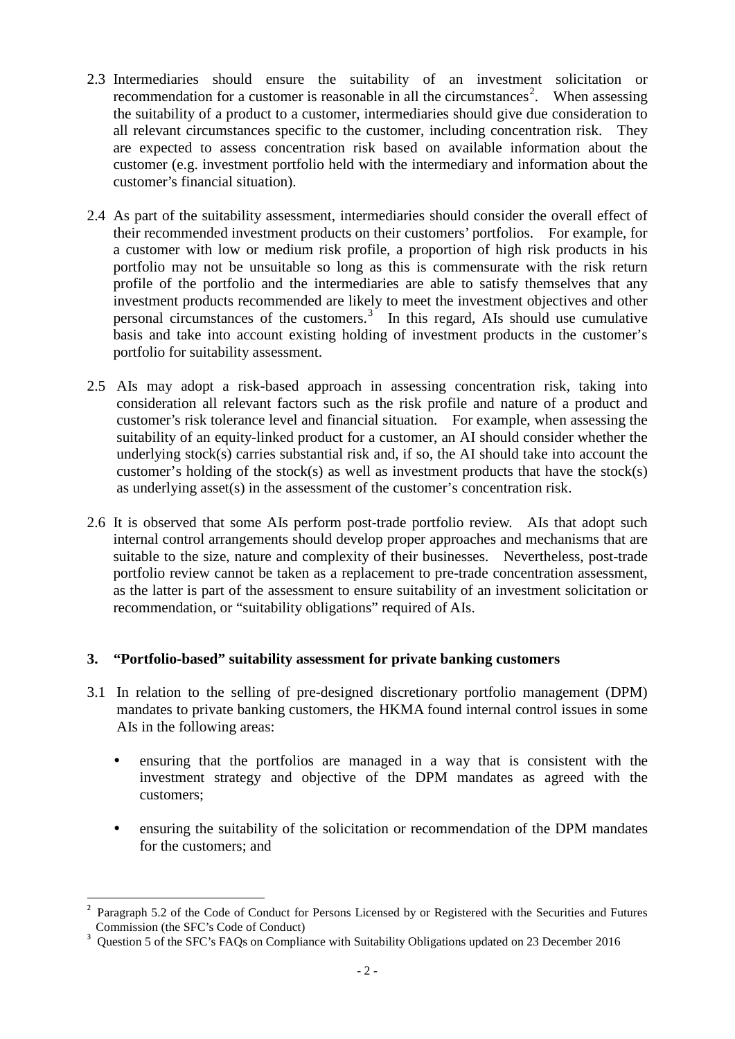2.3 Intermediaries should ensure the suitability of an investment solicitation or recommendation for a customer is reasonable in all the circumstances[2]. When assessing the suitability of a product to a customer, intermediaries should give due consideration to all relevant circumstances specific to the customer, including concentration risk. They are expected to assess concentration risk based on available information about the customer (e.g. investment portfolio held with the intermediary and information about the customer's financial situation).

2.4 As part of the suitability assessment, intermediaries should consider the overall effect of their recommended investment products on their customers' portfolios. For example, for a customer with low or medium risk profile, a proportion of high risk products in his portfolio may not be unsuitable so long as this is commensurate with the risk return profile of the portfolio and the intermediaries are able to satisfy themselves that any investment products recommended are likely to meet the investment objectives and other personal circumstances of the customers.[3] In this regard, AIs should use cumulative basis and take into account existing holding of investment products in the customer's portfolio for suitability assessment.

2.5 AIs may adopt a risk-based approach in assessing concentration risk, taking into consideration all relevant factors such as the risk profile and nature of a product and customer's risk tolerance level and financial situation. For example, when assessing the suitability of an equity-linked product for a customer, an AI should consider whether the underlying stock(s) carries substantial risk and, if so, the AI should take into account the customer's holding of the stock(s) as well as investment products that have the stock(s) as underlying asset(s) in the assessment of the customer's concentration risk.

2.6 It is observed that some AIs perform post-trade portfolio review. AIs that adopt such internal control arrangements should develop proper approaches and mechanisms that are suitable to the size, nature and complexity of their businesses. Nevertheless, post-trade portfolio review cannot be taken as a replacement to pre-trade concentration assessment, as the latter is part of the assessment to ensure suitability of an investment solicitation or recommendation, or "suitability obligations" required of AIs.

## 3. "Portfolio-based" suitability assessment for private banking customers

3.1 In relation to the selling of pre-designed discretionary portfolio management (DPM) mandates to private banking customers, the HKMA found internal control issues in some AIs in the following areas:

- ensuring that the portfolios are managed in a way that is consistent with the investment strategy and objective of the DPM mandates as agreed with the customers;
- ensuring the suitability of the solicitation or recommendation of the DPM mandates for the customers; and

---

[2] Paragraph 5.2 of the Code of Conduct for Persons Licensed by or Registered with the Securities and Futures Commission (the SFC's Code of Conduct)

[3] Question 5 of the SFC's FAQs on Compliance with Suitability Obligations updated on 23 December 2016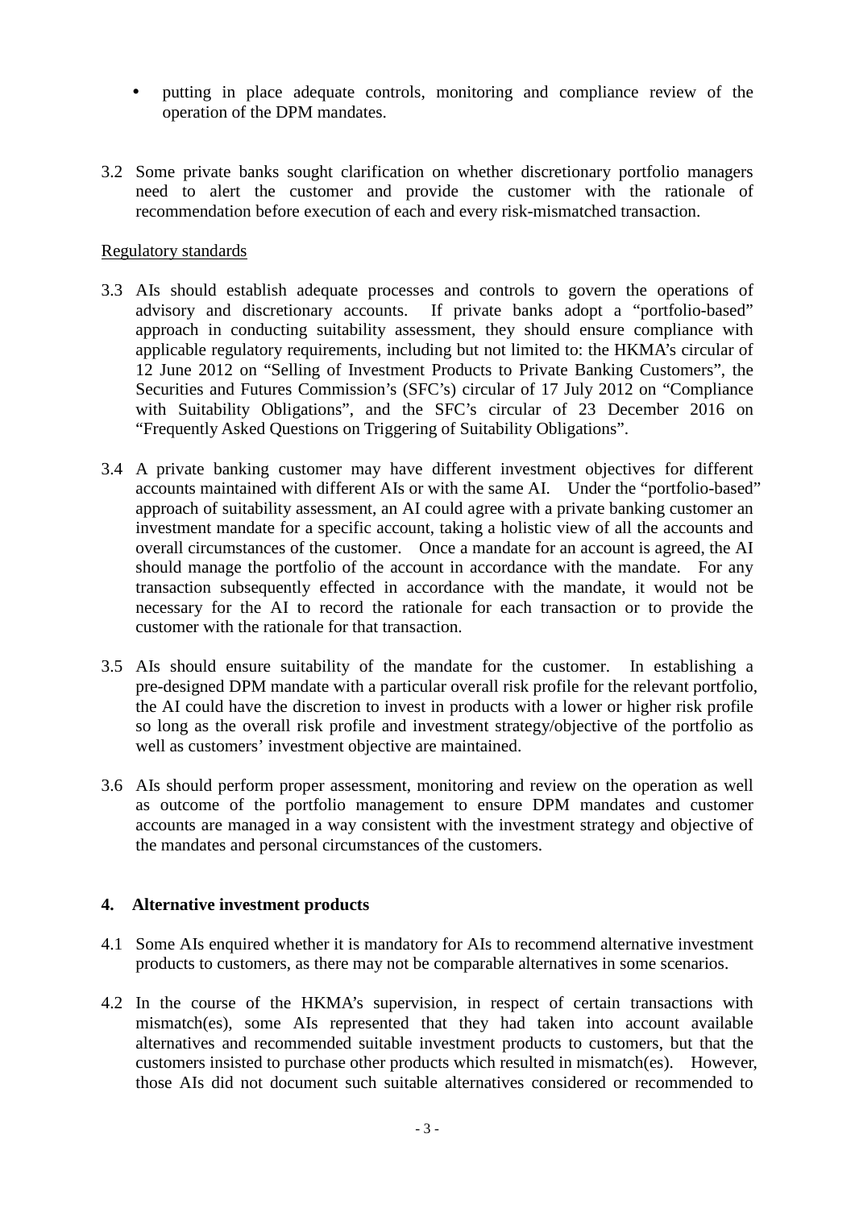- putting in place adequate controls, monitoring and compliance review of the operation of the DPM mandates.

3.2 Some private banks sought clarification on whether discretionary portfolio managers need to alert the customer and provide the customer with the rationale of recommendation before execution of each and every risk-mismatched transaction.

Regulatory standards

3.3 AIs should establish adequate processes and controls to govern the operations of advisory and discretionary accounts. If private banks adopt a "portfolio-based" approach in conducting suitability assessment, they should ensure compliance with applicable regulatory requirements, including but not limited to: the HKMA's circular of 12 June 2012 on "Selling of Investment Products to Private Banking Customers", the Securities and Futures Commission's (SFC's) circular of 17 July 2012 on "Compliance with Suitability Obligations", and the SFC's circular of 23 December 2016 on "Frequently Asked Questions on Triggering of Suitability Obligations".

3.4 A private banking customer may have different investment objectives for different accounts maintained with different AIs or with the same AI. Under the "portfolio-based" approach of suitability assessment, an AI could agree with a private banking customer an investment mandate for a specific account, taking a holistic view of all the accounts and overall circumstances of the customer. Once a mandate for an account is agreed, the AI should manage the portfolio of the account in accordance with the mandate. For any transaction subsequently effected in accordance with the mandate, it would not be necessary for the AI to record the rationale for each transaction or to provide the customer with the rationale for that transaction.

3.5 AIs should ensure suitability of the mandate for the customer. In establishing a pre-designed DPM mandate with a particular overall risk profile for the relevant portfolio, the AI could have the discretion to invest in products with a lower or higher risk profile so long as the overall risk profile and investment strategy/objective of the portfolio as well as customers' investment objective are maintained.

3.6 AIs should perform proper assessment, monitoring and review on the operation as well as outcome of the portfolio management to ensure DPM mandates and customer accounts are managed in a way consistent with the investment strategy and objective of the mandates and personal circumstances of the customers.

## 4. Alternative investment products

4.1 Some AIs enquired whether it is mandatory for AIs to recommend alternative investment products to customers, as there may not be comparable alternatives in some scenarios.

4.2 In the course of the HKMA's supervision, in respect of certain transactions with mismatch(es), some AIs represented that they had taken into account available alternatives and recommended suitable investment products to customers, but that the customers insisted to purchase other products which resulted in mismatch(es). However, those AIs did not document such suitable alternatives considered or recommended to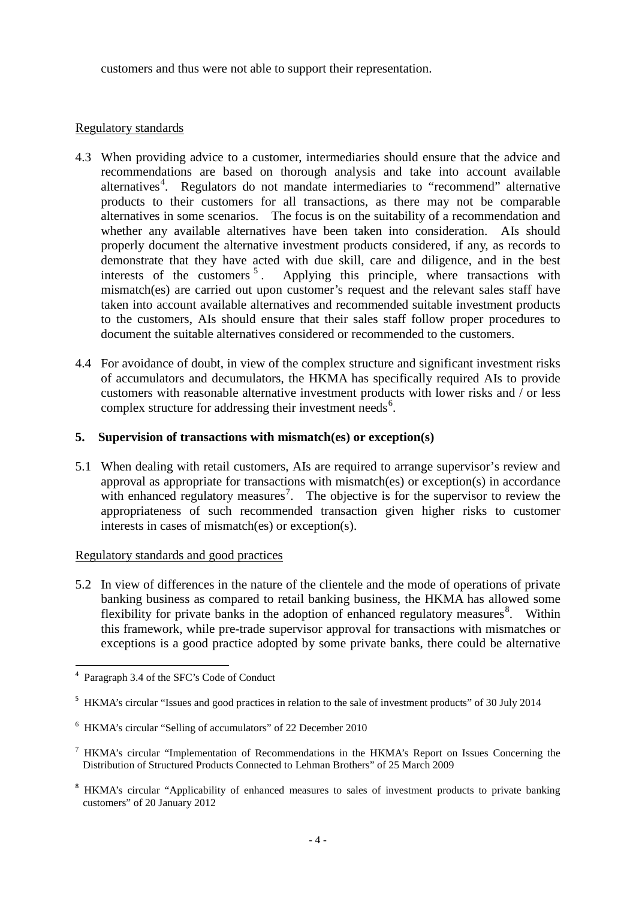customers and thus were not able to support their representation.

Regulatory standards

4.3 When providing advice to a customer, intermediaries should ensure that the advice and recommendations are based on thorough analysis and take into account available alternatives[4]. Regulators do not mandate intermediaries to "recommend" alternative products to their customers for all transactions, as there may not be comparable alternatives in some scenarios. The focus is on the suitability of a recommendation and whether any available alternatives have been taken into consideration. AIs should properly document the alternative investment products considered, if any, as records to demonstrate that they have acted with due skill, care and diligence, and in the best interests of the customers[5]. Applying this principle, where transactions with mismatch(es) are carried out upon customer's request and the relevant sales staff have taken into account available alternatives and recommended suitable investment products to the customers, AIs should ensure that their sales staff follow proper procedures to document the suitable alternatives considered or recommended to the customers.

4.4 For avoidance of doubt, in view of the complex structure and significant investment risks of accumulators and decumulators, the HKMA has specifically required AIs to provide customers with reasonable alternative investment products with lower risks and / or less complex structure for addressing their investment needs[6].

## 5. Supervision of transactions with mismatch(es) or exception(s)

5.1 When dealing with retail customers, AIs are required to arrange supervisor's review and approval as appropriate for transactions with mismatch(es) or exception(s) in accordance with enhanced regulatory measures[7]. The objective is for the supervisor to review the appropriateness of such recommended transaction given higher risks to customer interests in cases of mismatch(es) or exception(s).

Regulatory standards and good practices

5.2 In view of differences in the nature of the clientele and the mode of operations of private banking business as compared to retail banking business, the HKMA has allowed some flexibility for private banks in the adoption of enhanced regulatory measures[8]. Within this framework, while pre-trade supervisor approval for transactions with mismatches or exceptions is a good practice adopted by some private banks, there could be alternative

---

[4] Paragraph 3.4 of the SFC's Code of Conduct

[5] HKMA's circular "Issues and good practices in relation to the sale of investment products" of 30 July 2014

[6] HKMA's circular "Selling of accumulators" of 22 December 2010

[7] HKMA's circular "Implementation of Recommendations in the HKMA's Report on Issues Concerning the Distribution of Structured Products Connected to Lehman Brothers" of 25 March 2009

[8] HKMA's circular "Applicability of enhanced measures to sales of investment products to private banking customers" of 20 January 2012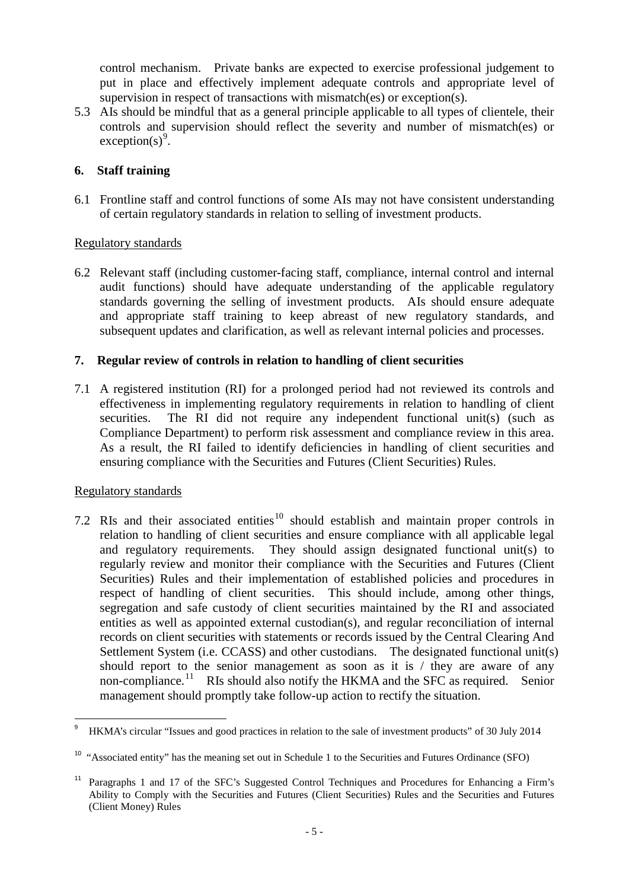control mechanism. Private banks are expected to exercise professional judgement to put in place and effectively implement adequate controls and appropriate level of supervision in respect of transactions with mismatch(es) or exception(s).

5.3 AIs should be mindful that as a general principle applicable to all types of clientele, their controls and supervision should reflect the severity and number of mismatch(es) or exception(s)[9].

## 6. Staff training

6.1 Frontline staff and control functions of some AIs may not have consistent understanding of certain regulatory standards in relation to selling of investment products.

Regulatory standards

6.2 Relevant staff (including customer-facing staff, compliance, internal control and internal audit functions) should have adequate understanding of the applicable regulatory standards governing the selling of investment products. AIs should ensure adequate and appropriate staff training to keep abreast of new regulatory standards, and subsequent updates and clarification, as well as relevant internal policies and processes.

## 7. Regular review of controls in relation to handling of client securities

7.1 A registered institution (RI) for a prolonged period had not reviewed its controls and effectiveness in implementing regulatory requirements in relation to handling of client securities. The RI did not require any independent functional unit(s) (such as Compliance Department) to perform risk assessment and compliance review in this area. As a result, the RI failed to identify deficiencies in handling of client securities and ensuring compliance with the Securities and Futures (Client Securities) Rules.

Regulatory standards

7.2 RIs and their associated entities[10] should establish and maintain proper controls in relation to handling of client securities and ensure compliance with all applicable legal and regulatory requirements. They should assign designated functional unit(s) to regularly review and monitor their compliance with the Securities and Futures (Client Securities) Rules and their implementation of established policies and procedures in respect of handling of client securities. This should include, among other things, segregation and safe custody of client securities maintained by the RI and associated entities as well as appointed external custodian(s), and regular reconciliation of internal records on client securities with statements or records issued by the Central Clearing And Settlement System (i.e. CCASS) and other custodians. The designated functional unit(s) should report to the senior management as soon as it is / they are aware of any non-compliance.[11] RIs should also notify the HKMA and the SFC as required. Senior management should promptly take follow-up action to rectify the situation.

---

[9] HKMA's circular "Issues and good practices in relation to the sale of investment products" of 30 July 2014

[10] "Associated entity" has the meaning set out in Schedule 1 to the Securities and Futures Ordinance (SFO)

[11] Paragraphs 1 and 17 of the SFC's Suggested Control Techniques and Procedures for Enhancing a Firm's Ability to Comply with the Securities and Futures (Client Securities) Rules and the Securities and Futures (Client Money) Rules